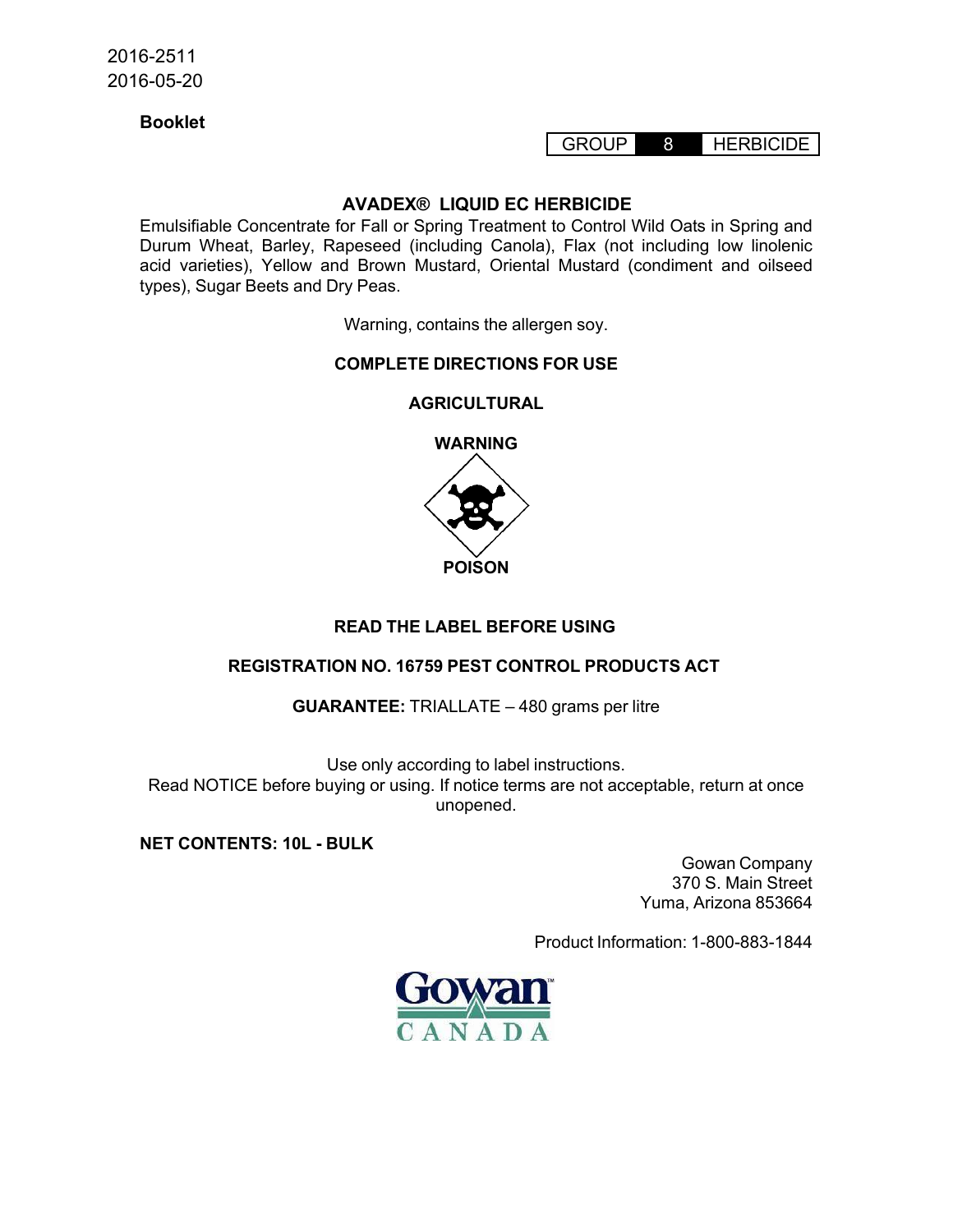2016-2511
2016-05-20

**Booklet**

GROUP 8 HERBICIDE

# AVADEX® LIQUID EC HERBICIDE

Emulsifiable Concentrate for Fall or Spring Treatment to Control Wild Oats in Spring and Durum Wheat, Barley, Rapeseed (including Canola), Flax (not including low linolenic acid varieties), Yellow and Brown Mustard, Oriental Mustard (condiment and oilseed types), Sugar Beets and Dry Peas.

Warning, contains the allergen soy.

**COMPLETE DIRECTIONS FOR USE**

**AGRICULTURAL**

**WARNING**

**POISON**

**READ THE LABEL BEFORE USING**

**REGISTRATION NO. 16759 PEST CONTROL PRODUCTS ACT**

**GUARANTEE:** TRIALLATE – 480 grams per litre

Use only according to label instructions.
Read NOTICE before buying or using. If notice terms are not acceptable, return at once unopened.

**NET CONTENTS: 10L - BULK**

Gowan Company
370 S. Main Street
Yuma, Arizona 853664

Product Information: 1-800-883-1844

Gowan CANADA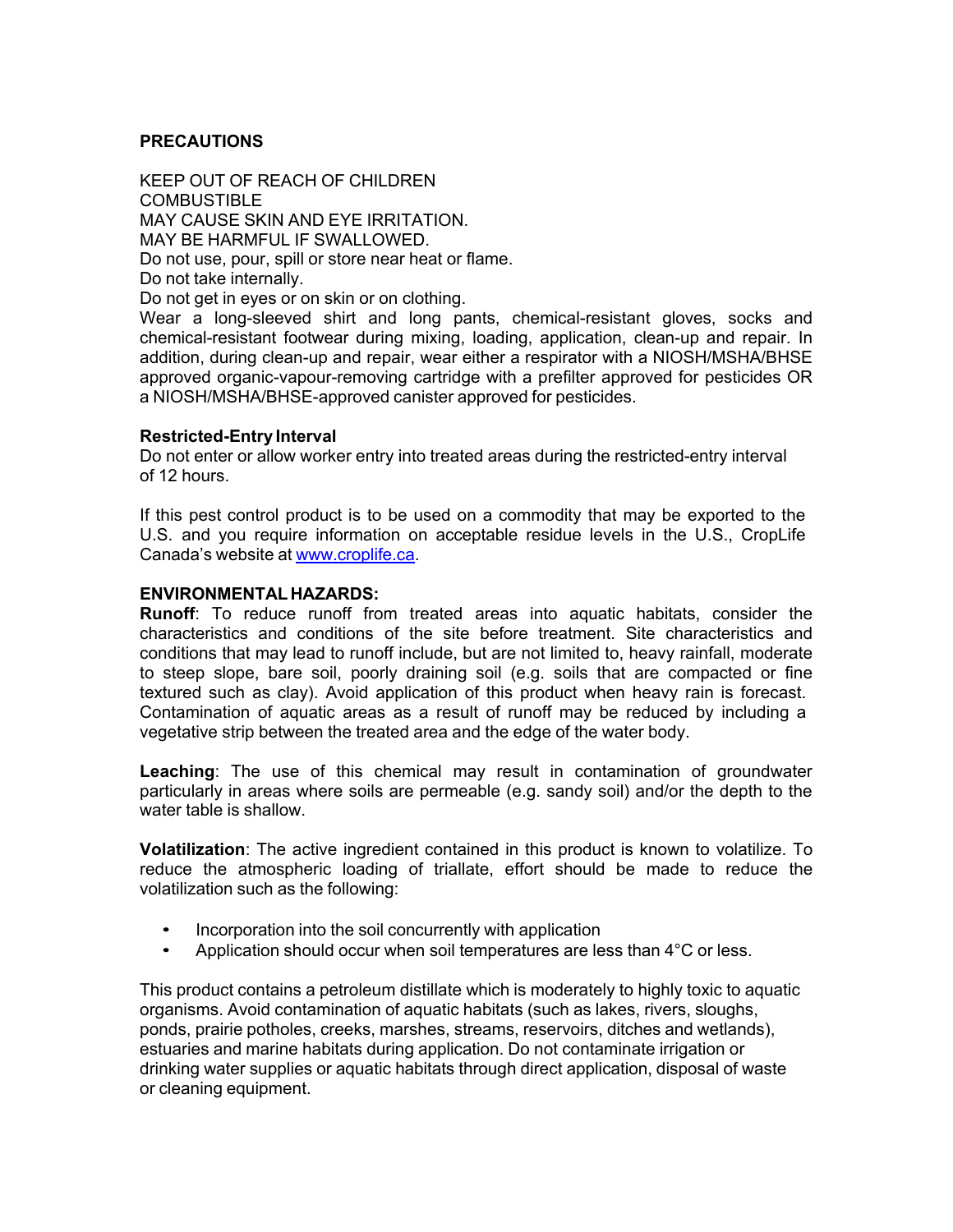## PRECAUTIONS

KEEP OUT OF REACH OF CHILDREN
COMBUSTIBLE
MAY CAUSE SKIN AND EYE IRRITATION.
MAY BE HARMFUL IF SWALLOWED.
Do not use, pour, spill or store near heat or flame.
Do not take internally.
Do not get in eyes or on skin or on clothing.
Wear a long-sleeved shirt and long pants, chemical-resistant gloves, socks and chemical-resistant footwear during mixing, loading, application, clean-up and repair. In addition, during clean-up and repair, wear either a respirator with a NIOSH/MSHA/BHSE approved organic-vapour-removing cartridge with a prefilter approved for pesticides OR a NIOSH/MSHA/BHSE-approved canister approved for pesticides.

**Restricted-Entry Interval**
Do not enter or allow worker entry into treated areas during the restricted-entry interval of 12 hours.

If this pest control product is to be used on a commodity that may be exported to the U.S. and you require information on acceptable residue levels in the U.S., CropLife Canada's website at www.croplife.ca.

**ENVIRONMENTAL HAZARDS:**
**Runoff**: To reduce runoff from treated areas into aquatic habitats, consider the characteristics and conditions of the site before treatment. Site characteristics and conditions that may lead to runoff include, but are not limited to, heavy rainfall, moderate to steep slope, bare soil, poorly draining soil (e.g. soils that are compacted or fine textured such as clay). Avoid application of this product when heavy rain is forecast. Contamination of aquatic areas as a result of runoff may be reduced by including a vegetative strip between the treated area and the edge of the water body.

**Leaching**: The use of this chemical may result in contamination of groundwater particularly in areas where soils are permeable (e.g. sandy soil) and/or the depth to the water table is shallow.

**Volatilization**: The active ingredient contained in this product is known to volatilize. To reduce the atmospheric loading of triallate, effort should be made to reduce the volatilization such as the following:

- Incorporation into the soil concurrently with application
- Application should occur when soil temperatures are less than 4°C or less.

This product contains a petroleum distillate which is moderately to highly toxic to aquatic organisms. Avoid contamination of aquatic habitats (such as lakes, rivers, sloughs, ponds, prairie potholes, creeks, marshes, streams, reservoirs, ditches and wetlands), estuaries and marine habitats during application. Do not contaminate irrigation or drinking water supplies or aquatic habitats through direct application, disposal of waste or cleaning equipment.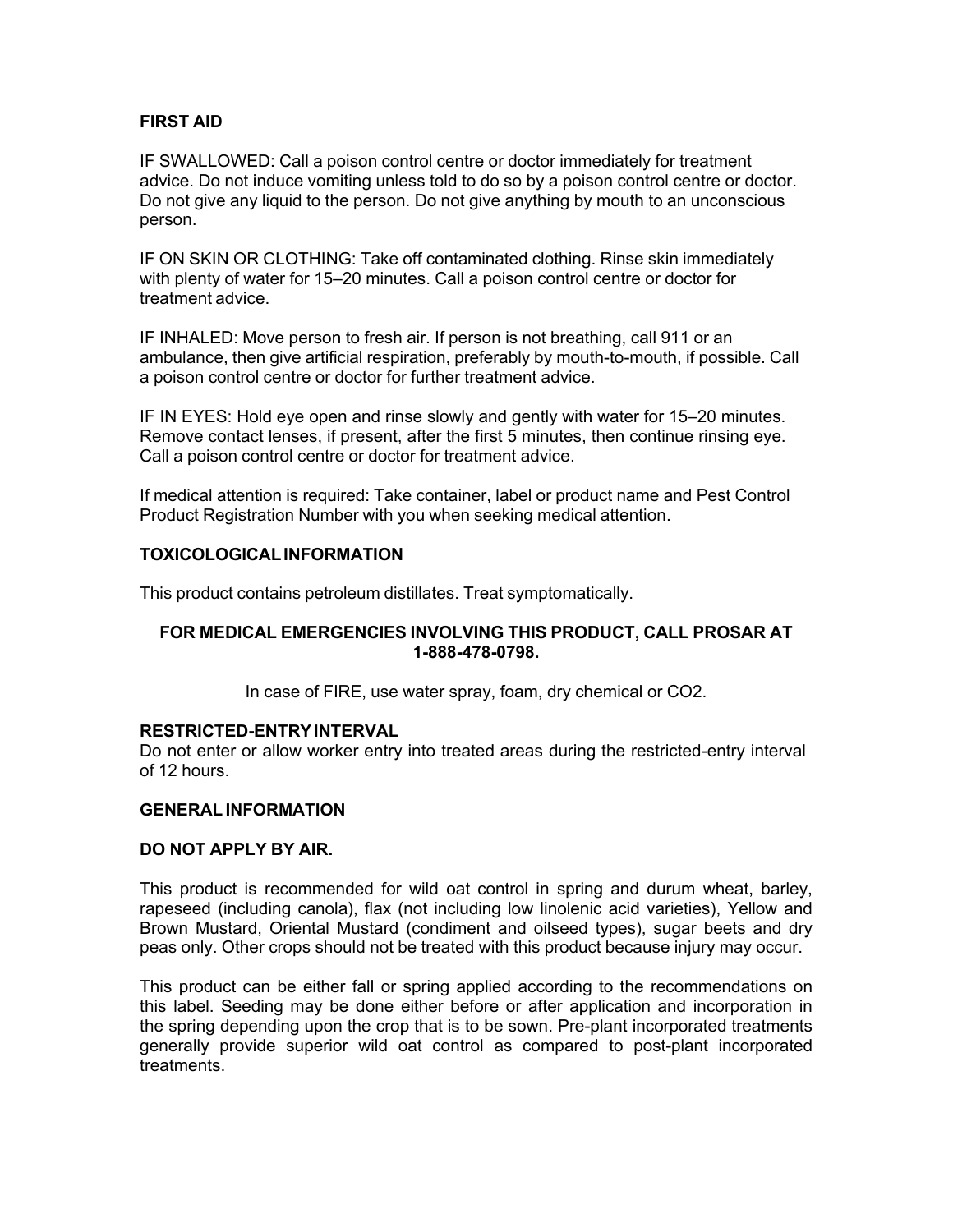## FIRST AID

IF SWALLOWED: Call a poison control centre or doctor immediately for treatment advice. Do not induce vomiting unless told to do so by a poison control centre or doctor. Do not give any liquid to the person. Do not give anything by mouth to an unconscious person.

IF ON SKIN OR CLOTHING: Take off contaminated clothing. Rinse skin immediately with plenty of water for 15–20 minutes. Call a poison control centre or doctor for treatment advice.

IF INHALED: Move person to fresh air. If person is not breathing, call 911 or an ambulance, then give artificial respiration, preferably by mouth-to-mouth, if possible. Call a poison control centre or doctor for further treatment advice.

IF IN EYES: Hold eye open and rinse slowly and gently with water for 15–20 minutes. Remove contact lenses, if present, after the first 5 minutes, then continue rinsing eye. Call a poison control centre or doctor for treatment advice.

If medical attention is required: Take container, label or product name and Pest Control Product Registration Number with you when seeking medical attention.

## TOXICOLOGICAL INFORMATION

This product contains petroleum distillates. Treat symptomatically.

**FOR MEDICAL EMERGENCIES INVOLVING THIS PRODUCT, CALL PROSAR AT 1-888-478-0798.**

In case of FIRE, use water spray, foam, dry chemical or $CO_2$.

## RESTRICTED-ENTRY INTERVAL

Do not enter or allow worker entry into treated areas during the restricted-entry interval of 12 hours.

## GENERAL INFORMATION

**DO NOT APPLY BY AIR.**

This product is recommended for wild oat control in spring and durum wheat, barley, rapeseed (including canola), flax (not including low linolenic acid varieties), Yellow and Brown Mustard, Oriental Mustard (condiment and oilseed types), sugar beets and dry peas only. Other crops should not be treated with this product because injury may occur.

This product can be either fall or spring applied according to the recommendations on this label. Seeding may be done either before or after application and incorporation in the spring depending upon the crop that is to be sown. Pre-plant incorporated treatments generally provide superior wild oat control as compared to post-plant incorporated treatments.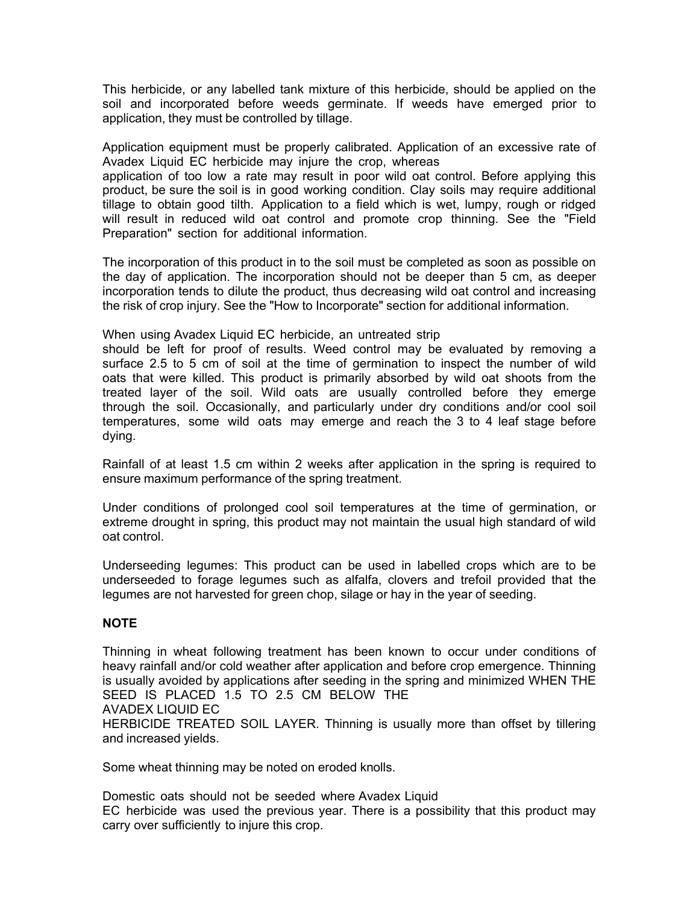This herbicide, or any labelled tank mixture of this herbicide, should be applied on the soil and incorporated before weeds germinate. If weeds have emerged prior to application, they must be controlled by tillage.

Application equipment must be properly calibrated. Application of an excessive rate of Avadex Liquid EC herbicide may injure the crop, whereas application of too low a rate may result in poor wild oat control. Before applying this product, be sure the soil is in good working condition. Clay soils may require additional tillage to obtain good tilth. Application to a field which is wet, lumpy, rough or ridged will result in reduced wild oat control and promote crop thinning. See the "Field Preparation" section for additional information.

The incorporation of this product in to the soil must be completed as soon as possible on the day of application. The incorporation should not be deeper than 5 cm, as deeper incorporation tends to dilute the product, thus decreasing wild oat control and increasing the risk of crop injury. See the "How to Incorporate" section for additional information.

When using Avadex Liquid EC herbicide, an untreated strip should be left for proof of results. Weed control may be evaluated by removing a surface 2.5 to 5 cm of soil at the time of germination to inspect the number of wild oats that were killed. This product is primarily absorbed by wild oat shoots from the treated layer of the soil. Wild oats are usually controlled before they emerge through the soil. Occasionally, and particularly under dry conditions and/or cool soil temperatures, some wild oats may emerge and reach the 3 to 4 leaf stage before dying.

Rainfall of at least 1.5 cm within 2 weeks after application in the spring is required to ensure maximum performance of the spring treatment.

Under conditions of prolonged cool soil temperatures at the time of germination, or extreme drought in spring, this product may not maintain the usual high standard of wild oat control.

Underseeding legumes: This product can be used in labelled crops which are to be underseeded to forage legumes such as alfalfa, clovers and trefoil provided that the legumes are not harvested for green chop, silage or hay in the year of seeding.

**NOTE**

Thinning in wheat following treatment has been known to occur under conditions of heavy rainfall and/or cold weather after application and before crop emergence. Thinning is usually avoided by applications after seeding in the spring and minimized WHEN THE SEED IS PLACED 1.5 TO 2.5 CM BELOW THE AVADEX LIQUID EC HERBICIDE TREATED SOIL LAYER. Thinning is usually more than offset by tillering and increased yields.

Some wheat thinning may be noted on eroded knolls.

Domestic oats should not be seeded where Avadex Liquid EC herbicide was used the previous year. There is a possibility that this product may carry over sufficiently to injure this crop.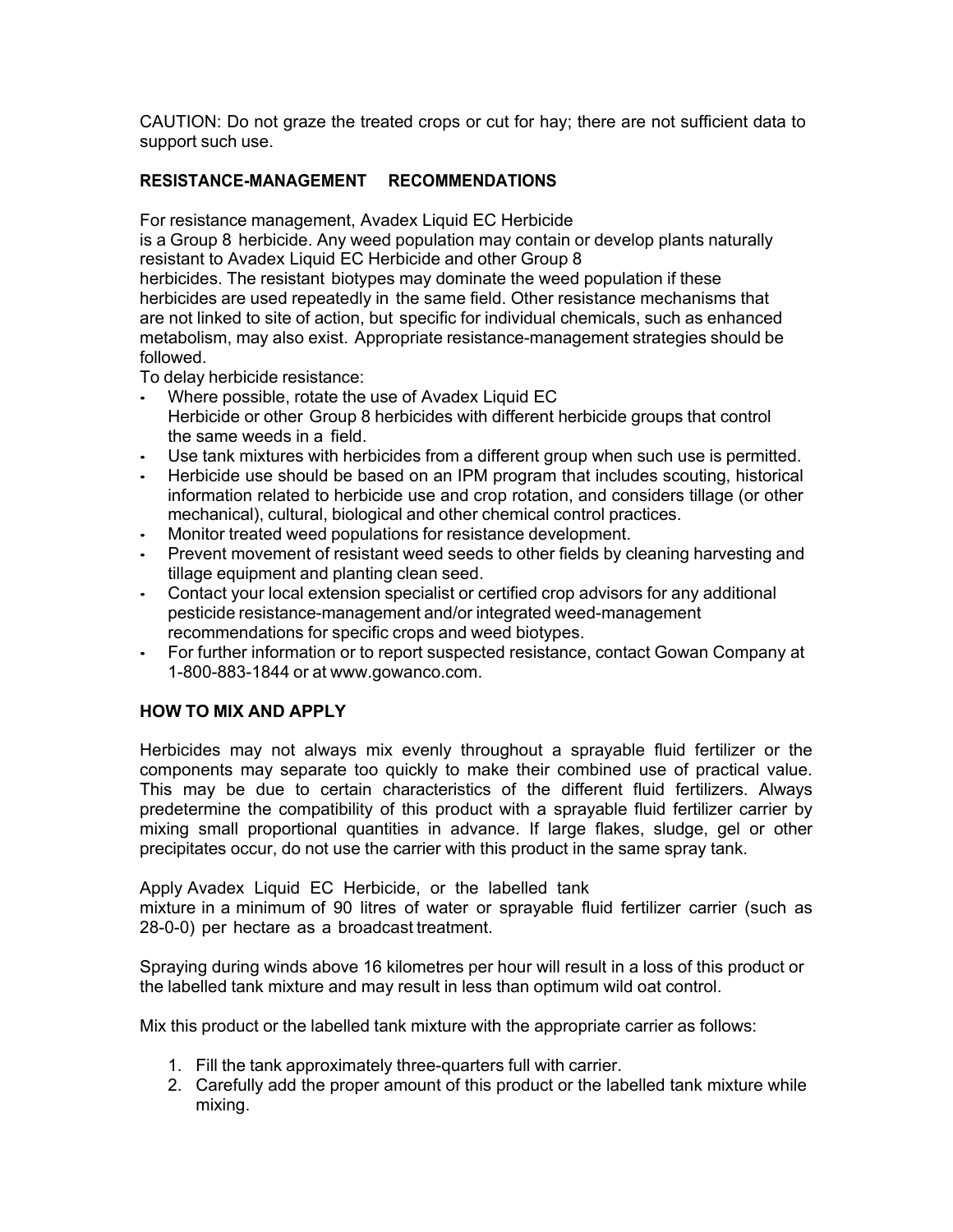CAUTION: Do not graze the treated crops or cut for hay; there are not sufficient data to support such use.

**RESISTANCE-MANAGEMENT RECOMMENDATIONS**

For resistance management, Avadex Liquid EC Herbicide is a Group 8 herbicide. Any weed population may contain or develop plants naturally resistant to Avadex Liquid EC Herbicide and other Group 8 herbicides. The resistant biotypes may dominate the weed population if these herbicides are used repeatedly in the same field. Other resistance mechanisms that are not linked to site of action, but specific for individual chemicals, such as enhanced metabolism, may also exist. Appropriate resistance-management strategies should be followed.

To delay herbicide resistance:

- Where possible, rotate the use of Avadex Liquid EC Herbicide or other Group 8 herbicides with different herbicide groups that control the same weeds in a field.
- Use tank mixtures with herbicides from a different group when such use is permitted.
- Herbicide use should be based on an IPM program that includes scouting, historical information related to herbicide use and crop rotation, and considers tillage (or other mechanical), cultural, biological and other chemical control practices.
- Monitor treated weed populations for resistance development.
- Prevent movement of resistant weed seeds to other fields by cleaning harvesting and tillage equipment and planting clean seed.
- Contact your local extension specialist or certified crop advisors for any additional pesticide resistance-management and/or integrated weed-management recommendations for specific crops and weed biotypes.
- For further information or to report suspected resistance, contact Gowan Company at 1-800-883-1844 or at www.gowanco.com.

**HOW TO MIX AND APPLY**

Herbicides may not always mix evenly throughout a sprayable fluid fertilizer or the components may separate too quickly to make their combined use of practical value. This may be due to certain characteristics of the different fluid fertilizers. Always predetermine the compatibility of this product with a sprayable fluid fertilizer carrier by mixing small proportional quantities in advance. If large flakes, sludge, gel or other precipitates occur, do not use the carrier with this product in the same spray tank.

Apply Avadex Liquid EC Herbicide, or the labelled tank mixture in a minimum of 90 litres of water or sprayable fluid fertilizer carrier (such as 28-0-0) per hectare as a broadcast treatment.

Spraying during winds above 16 kilometres per hour will result in a loss of this product or the labelled tank mixture and may result in less than optimum wild oat control.

Mix this product or the labelled tank mixture with the appropriate carrier as follows:

1. Fill the tank approximately three-quarters full with carrier.
2. Carefully add the proper amount of this product or the labelled tank mixture while mixing.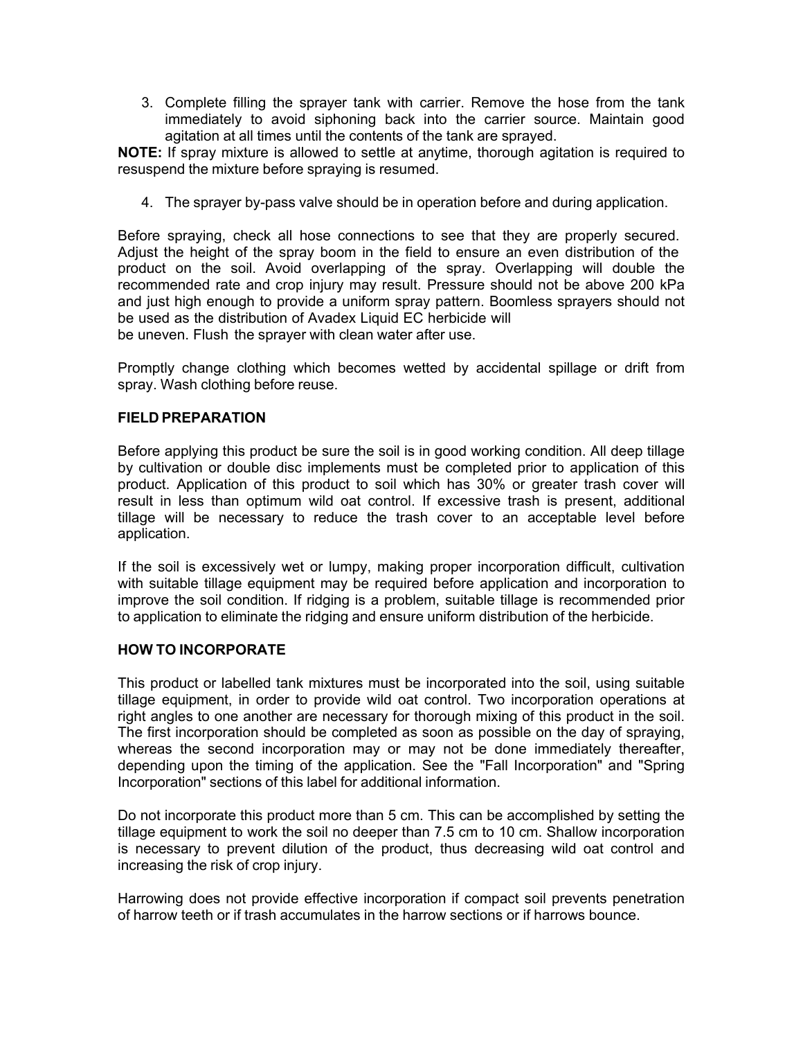3. Complete filling the sprayer tank with carrier. Remove the hose from the tank immediately to avoid siphoning back into the carrier source. Maintain good agitation at all times until the contents of the tank are sprayed.

**NOTE:** If spray mixture is allowed to settle at anytime, thorough agitation is required to resuspend the mixture before spraying is resumed.

4. The sprayer by-pass valve should be in operation before and during application.

Before spraying, check all hose connections to see that they are properly secured. Adjust the height of the spray boom in the field to ensure an even distribution of the product on the soil. Avoid overlapping of the spray. Overlapping will double the recommended rate and crop injury may result. Pressure should not be above 200 kPa and just high enough to provide a uniform spray pattern. Boomless sprayers should not be used as the distribution of Avadex Liquid EC herbicide will be uneven. Flush the sprayer with clean water after use.

Promptly change clothing which becomes wetted by accidental spillage or drift from spray. Wash clothing before reuse.

**FIELD PREPARATION**

Before applying this product be sure the soil is in good working condition. All deep tillage by cultivation or double disc implements must be completed prior to application of this product. Application of this product to soil which has 30% or greater trash cover will result in less than optimum wild oat control. If excessive trash is present, additional tillage will be necessary to reduce the trash cover to an acceptable level before application.

If the soil is excessively wet or lumpy, making proper incorporation difficult, cultivation with suitable tillage equipment may be required before application and incorporation to improve the soil condition. If ridging is a problem, suitable tillage is recommended prior to application to eliminate the ridging and ensure uniform distribution of the herbicide.

**HOW TO INCORPORATE**

This product or labelled tank mixtures must be incorporated into the soil, using suitable tillage equipment, in order to provide wild oat control. Two incorporation operations at right angles to one another are necessary for thorough mixing of this product in the soil. The first incorporation should be completed as soon as possible on the day of spraying, whereas the second incorporation may or may not be done immediately thereafter, depending upon the timing of the application. See the "Fall Incorporation" and "Spring Incorporation" sections of this label for additional information.

Do not incorporate this product more than 5 cm. This can be accomplished by setting the tillage equipment to work the soil no deeper than 7.5 cm to 10 cm. Shallow incorporation is necessary to prevent dilution of the product, thus decreasing wild oat control and increasing the risk of crop injury.

Harrowing does not provide effective incorporation if compact soil prevents penetration of harrow teeth or if trash accumulates in the harrow sections or if harrows bounce.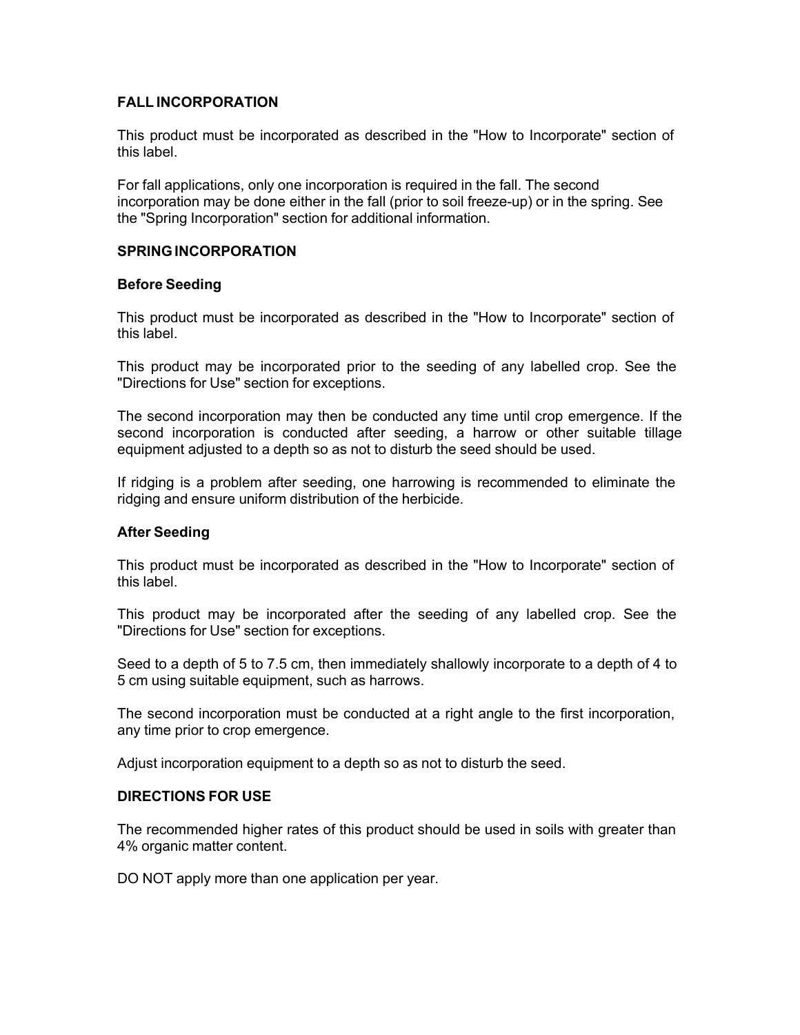## FALL INCORPORATION

This product must be incorporated as described in the "How to Incorporate" section of this label.

For fall applications, only one incorporation is required in the fall. The second incorporation may be done either in the fall (prior to soil freeze-up) or in the spring. See the "Spring Incorporation" section for additional information.

## SPRING INCORPORATION

### Before Seeding

This product must be incorporated as described in the "How to Incorporate" section of this label.

This product may be incorporated prior to the seeding of any labelled crop. See the "Directions for Use" section for exceptions.

The second incorporation may then be conducted any time until crop emergence. If the second incorporation is conducted after seeding, a harrow or other suitable tillage equipment adjusted to a depth so as not to disturb the seed should be used.

If ridging is a problem after seeding, one harrowing is recommended to eliminate the ridging and ensure uniform distribution of the herbicide.

### After Seeding

This product must be incorporated as described in the "How to Incorporate" section of this label.

This product may be incorporated after the seeding of any labelled crop. See the "Directions for Use" section for exceptions.

Seed to a depth of 5 to 7.5 cm, then immediately shallowly incorporate to a depth of 4 to 5 cm using suitable equipment, such as harrows.

The second incorporation must be conducted at a right angle to the first incorporation, any time prior to crop emergence.

Adjust incorporation equipment to a depth so as not to disturb the seed.

## DIRECTIONS FOR USE

The recommended higher rates of this product should be used in soils with greater than 4% organic matter content.

DO NOT apply more than one application per year.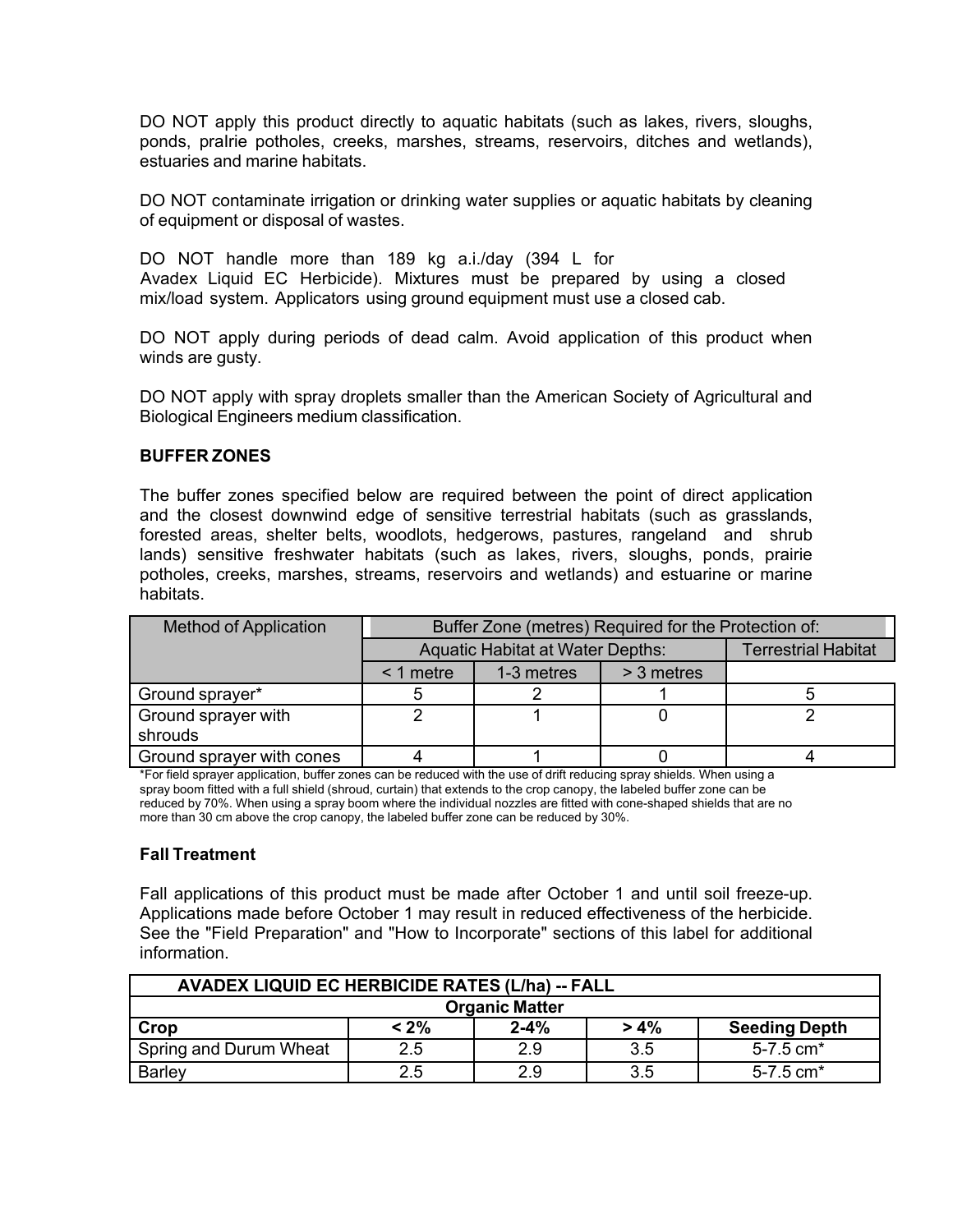DO NOT apply this product directly to aquatic habitats (such as lakes, rivers, sloughs, ponds, praIrie potholes, creeks, marshes, streams, reservoirs, ditches and wetlands), estuaries and marine habitats.

DO NOT contaminate irrigation or drinking water supplies or aquatic habitats by cleaning of equipment or disposal of wastes.

DO NOT handle more than 189 kg a.i./day (394 L for Avadex Liquid EC Herbicide). Mixtures must be prepared by using a closed mix/load system. Applicators using ground equipment must use a closed cab.

DO NOT apply during periods of dead calm. Avoid application of this product when winds are gusty.

DO NOT apply with spray droplets smaller than the American Society of Agricultural and Biological Engineers medium classification.

**BUFFER ZONES**

The buffer zones specified below are required between the point of direct application and the closest downwind edge of sensitive terrestrial habitats (such as grasslands, forested areas, shelter belts, woodlots, hedgerows, pastures, rangeland and shrub lands) sensitive freshwater habitats (such as lakes, rivers, sloughs, ponds, prairie potholes, creeks, marshes, streams, reservoirs and wetlands) and estuarine or marine habitats.

| Method of Application | Buffer Zone (metres) Required for the Protection of: | | | |
|---|---|---|---|---|
| | Aquatic Habitat at Water Depths: | | | Terrestrial Habitat |
| | < 1 metre | 1-3 metres | > 3 metres | |
| Ground sprayer* | 5 | 2 | 1 | 5 |
| Ground sprayer with shrouds | 2 | 1 | 0 | 2 |
| Ground sprayer with cones | 4 | 1 | 0 | 4 |

*For field sprayer application, buffer zones can be reduced with the use of drift reducing spray shields. When using a spray boom fitted with a full shield (shroud, curtain) that extends to the crop canopy, the labeled buffer zone can be reduced by 70%. When using a spray boom where the individual nozzles are fitted with cone-shaped shields that are no more than 30 cm above the crop canopy, the labeled buffer zone can be reduced by 30%.

**Fall Treatment**

Fall applications of this product must be made after October 1 and until soil freeze-up. Applications made before October 1 may result in reduced effectiveness of the herbicide. See the "Field Preparation" and "How to Incorporate" sections of this label for additional information.

| AVADEX LIQUID EC HERBICIDE RATES (L/ha) -- FALL | | | | |
|---|---|---|---|---|
| | Organic Matter | | | |
| Crop | < 2% | 2-4% | > 4% | Seeding Depth |
| Spring and Durum Wheat | 2.5 | 2.9 | 3.5 | 5-7.5 cm* |
| Barley | 2.5 | 2.9 | 3.5 | 5-7.5 cm* |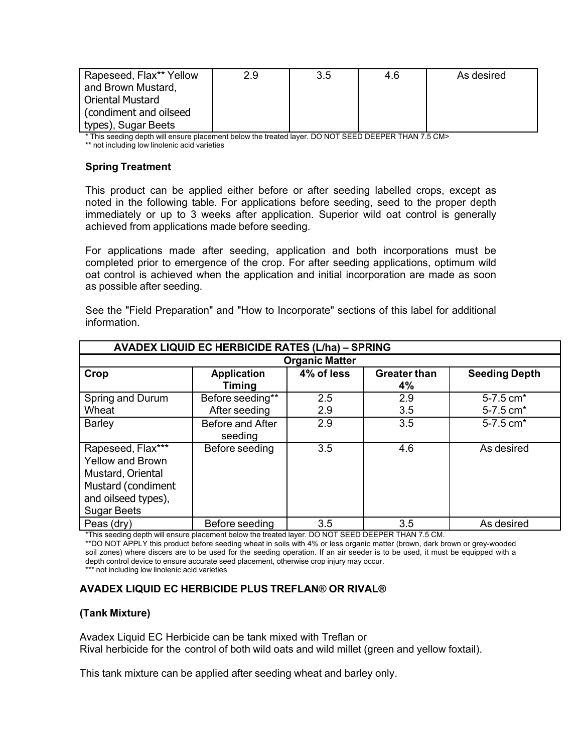| Rapeseed, Flax** Yellow and Brown Mustard, Oriental Mustard (condiment and oilseed types), Sugar Beets | 2.9 | 3.5 | 4.6 | As desired |
|---|---|---|---|---|

* This seeding depth will ensure placement below the treated layer. DO NOT SEED DEEPER THAN 7.5 CM>

** not including low linolenic acid varieties

### Spring Treatment

This product can be applied either before or after seeding labelled crops, except as noted in the following table. For applications before seeding, seed to the proper depth immediately or up to 3 weeks after application. Superior wild oat control is generally achieved from applications made before seeding.

For applications made after seeding, application and both incorporations must be completed prior to emergence of the crop. For after seeding applications, optimum wild oat control is achieved when the application and initial incorporation are made as soon as possible after seeding.

See the "Field Preparation" and "How to Incorporate" sections of this label for additional information.

| AVADEX LIQUID EC HERBICIDE RATES (L/ha) – SPRING | | | | |
|---|---|---|---|---|
| | | Organic Matter | | |
| Crop | Application Timing | 4% of less | Greater than 4% | Seeding Depth |
| Spring and Durum Wheat | Before seeding**<br>After seeding | 2.5<br>2.9 | 2.9<br>3.5 | 5-7.5 cm*<br>5-7.5 cm* |
| Barley | Before and After seeding | 2.9 | 3.5 | 5-7.5 cm* |
| Rapeseed, Flax*** Yellow and Brown Mustard, Oriental Mustard (condiment and oilseed types), Sugar Beets | Before seeding | 3.5 | 4.6 | As desired |
| Peas (dry) | Before seeding | 3.5 | 3.5 | As desired |

*This seeding depth will ensure placement below the treated layer. DO NOT SEED DEEPER THAN 7.5 CM.

**DO NOT APPLY this product before seeding wheat in soils with 4% or less organic matter (brown, dark brown or grey-wooded soil zones) where discers are to be used for the seeding operation. If an air seeder is to be used, it must be equipped with a depth control device to ensure accurate seed placement, otherwise crop injury may occur.

*** not including low linolenic acid varieties

### AVADEX LIQUID EC HERBICIDE PLUS TREFLAN® OR RIVAL®

**(Tank Mixture)**

Avadex Liquid EC Herbicide can be tank mixed with Treflan or Rival herbicide for the control of both wild oats and wild millet (green and yellow foxtail).

This tank mixture can be applied after seeding wheat and barley only.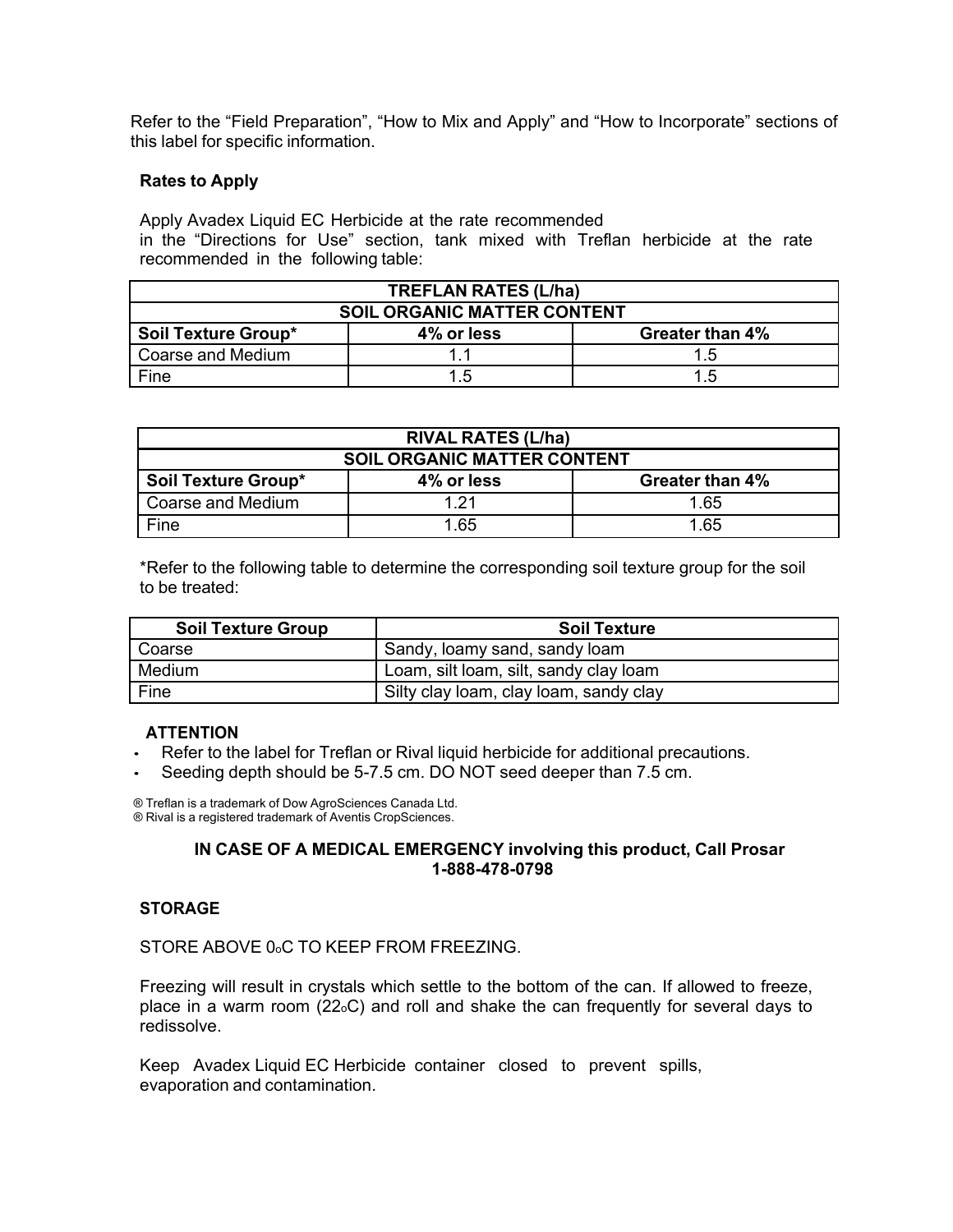Refer to the “Field Preparation”, “How to Mix and Apply” and “How to Incorporate” sections of this label for specific information.

**Rates to Apply**

Apply Avadex Liquid EC Herbicide at the rate recommended in the “Directions for Use” section, tank mixed with Treflan herbicide at the rate recommended in the following table:

| TREFLAN RATES (L/ha) | | |
|---|---|---|
| **SOIL ORGANIC MATTER CONTENT** | | |
| **Soil Texture Group*** | **4% or less** | **Greater than 4%** |
| Coarse and Medium | 1.1 | 1.5 |
| Fine | 1.5 | 1.5 |

| RIVAL RATES (L/ha) | | |
|---|---|---|
| **SOIL ORGANIC MATTER CONTENT** | | |
| **Soil Texture Group*** | **4% or less** | **Greater than 4%** |
| Coarse and Medium | 1.21 | 1.65 |
| Fine | 1.65 | 1.65 |

*Refer to the following table to determine the corresponding soil texture group for the soil to be treated:

| Soil Texture Group | Soil Texture |
|---|---|
| Coarse | Sandy, loamy sand, sandy loam |
| Medium | Loam, silt loam, silt, sandy clay loam |
| Fine | Silty clay loam, clay loam, sandy clay |

**ATTENTION**

- Refer to the label for Treflan or Rival liquid herbicide for additional precautions.
- Seeding depth should be 5-7.5 cm. DO NOT seed deeper than 7.5 cm.

® Treflan is a trademark of Dow AgroSciences Canada Ltd.
® Rival is a registered trademark of Aventis CropSciences.

**IN CASE OF A MEDICAL EMERGENCY involving this product, Call Prosar 1-888-478-0798**

**STORAGE**

STORE ABOVE 0°C TO KEEP FROM FREEZING.

Freezing will result in crystals which settle to the bottom of the can. If allowed to freeze, place in a warm room (22°C) and roll and shake the can frequently for several days to redissolve.

Keep Avadex Liquid EC Herbicide container closed to prevent spills, evaporation and contamination.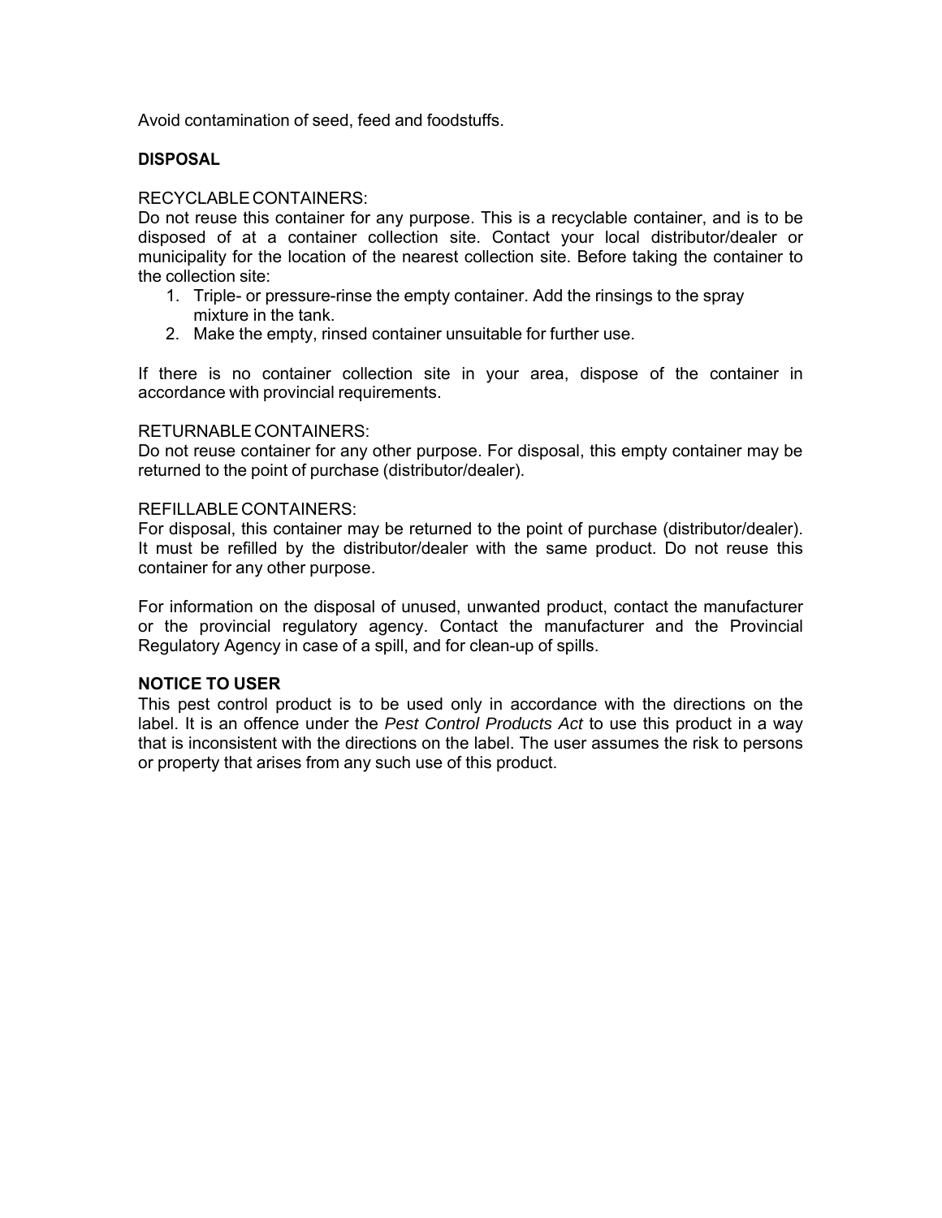Avoid contamination of seed, feed and foodstuffs.

**DISPOSAL**

RECYCLABLE CONTAINERS:
Do not reuse this container for any purpose. This is a recyclable container, and is to be disposed of at a container collection site. Contact your local distributor/dealer or municipality for the location of the nearest collection site. Before taking the container to the collection site:

1. Triple- or pressure-rinse the empty container. Add the rinsings to the spray mixture in the tank.
2. Make the empty, rinsed container unsuitable for further use.

If there is no container collection site in your area, dispose of the container in accordance with provincial requirements.

RETURNABLE CONTAINERS:
Do not reuse container for any other purpose. For disposal, this empty container may be returned to the point of purchase (distributor/dealer).

REFILLABLE CONTAINERS:
For disposal, this container may be returned to the point of purchase (distributor/dealer). It must be refilled by the distributor/dealer with the same product. Do not reuse this container for any other purpose.

For information on the disposal of unused, unwanted product, contact the manufacturer or the provincial regulatory agency. Contact the manufacturer and the Provincial Regulatory Agency in case of a spill, and for clean-up of spills.

**NOTICE TO USER**
This pest control product is to be used only in accordance with the directions on the label. It is an offence under the *Pest Control Products Act* to use this product in a way that is inconsistent with the directions on the label. The user assumes the risk to persons or property that arises from any such use of this product.